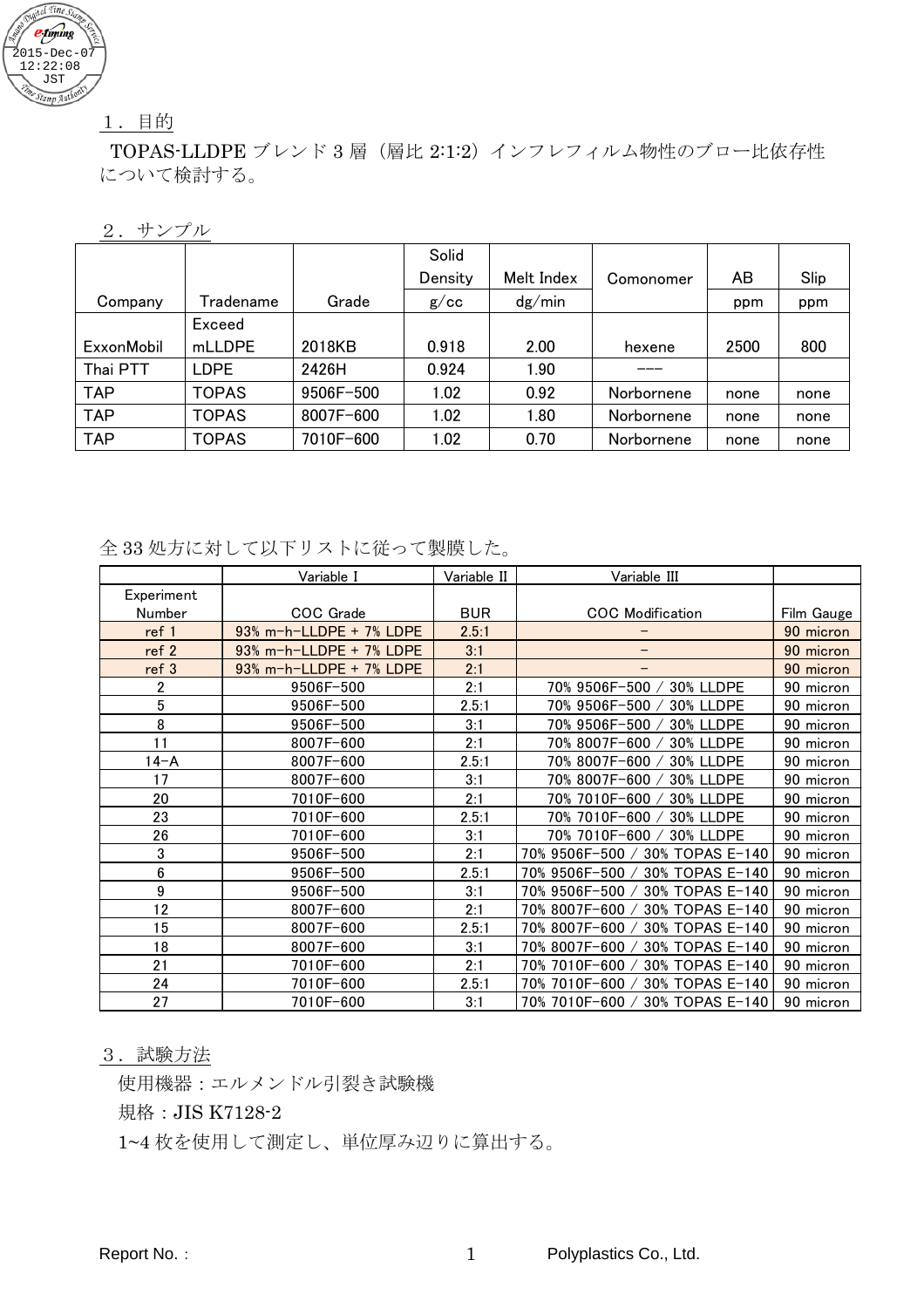## １．目的

TOPAS-LLDPE ブレンド 3 層（層比 2:1:2）インフレフィルム物性のブロー比依存性について検討する。

## ２．サンプル

| Company | Tradename | Grade | Solid Density g/cc | Melt Index dg/min | Comonomer | AB ppm | Slip ppm |
|---|---|---|---|---|---|---|---|
| ExxonMobil | Exceed mLLDPE | 2018KB | 0.918 | 2.00 | hexene | 2500 | 800 |
| Thai PTT | LDPE | 2426H | 0.924 | 1.90 | --- | | |
| TAP | TOPAS | 9506F-500 | 1.02 | 0.92 | Norbornene | none | none |
| TAP | TOPAS | 8007F-600 | 1.02 | 1.80 | Norbornene | none | none |
| TAP | TOPAS | 7010F-600 | 1.02 | 0.70 | Norbornene | none | none |

全 33 処方に対して以下リストに従って製膜した。

| | Variable I | Variable II | Variable III | |
|---|---|---|---|---|
| Experiment Number | COC Grade | BUR | COC Modification | Film Gauge |
| ref 1 | 93% m-h-LLDPE + 7% LDPE | 2.5:1 | - | 90 micron |
| ref 2 | 93% m-h-LLDPE + 7% LDPE | 3:1 | - | 90 micron |
| ref 3 | 93% m-h-LLDPE + 7% LDPE | 2:1 | - | 90 micron |
| 2 | 9506F-500 | 2:1 | 70% 9506F-500 / 30% LLDPE | 90 micron |
| 5 | 9506F-500 | 2.5:1 | 70% 9506F-500 / 30% LLDPE | 90 micron |
| 8 | 9506F-500 | 3:1 | 70% 9506F-500 / 30% LLDPE | 90 micron |
| 11 | 8007F-600 | 2:1 | 70% 8007F-600 / 30% LLDPE | 90 micron |
| 14-A | 8007F-600 | 2.5:1 | 70% 8007F-600 / 30% LLDPE | 90 micron |
| 17 | 8007F-600 | 3:1 | 70% 8007F-600 / 30% LLDPE | 90 micron |
| 20 | 7010F-600 | 2:1 | 70% 7010F-600 / 30% LLDPE | 90 micron |
| 23 | 7010F-600 | 2.5:1 | 70% 7010F-600 / 30% LLDPE | 90 micron |
| 26 | 7010F-600 | 3:1 | 70% 7010F-600 / 30% LLDPE | 90 micron |
| 3 | 9506F-500 | 2:1 | 70% 9506F-500 / 30% TOPAS E-140 | 90 micron |
| 6 | 9506F-500 | 2.5:1 | 70% 9506F-500 / 30% TOPAS E-140 | 90 micron |
| 9 | 9506F-500 | 3:1 | 70% 9506F-500 / 30% TOPAS E-140 | 90 micron |
| 12 | 8007F-600 | 2:1 | 70% 8007F-600 / 30% TOPAS E-140 | 90 micron |
| 15 | 8007F-600 | 2.5:1 | 70% 8007F-600 / 30% TOPAS E-140 | 90 micron |
| 18 | 8007F-600 | 3:1 | 70% 8007F-600 / 30% TOPAS E-140 | 90 micron |
| 21 | 7010F-600 | 2:1 | 70% 7010F-600 / 30% TOPAS E-140 | 90 micron |
| 24 | 7010F-600 | 2.5:1 | 70% 7010F-600 / 30% TOPAS E-140 | 90 micron |
| 27 | 7010F-600 | 3:1 | 70% 7010F-600 / 30% TOPAS E-140 | 90 micron |

## ３．試験方法

使用機器：エルメンドル引裂き試験機

規格：JIS K7128-2

1~4 枚を使用して測定し、単位厚み辺りに算出する。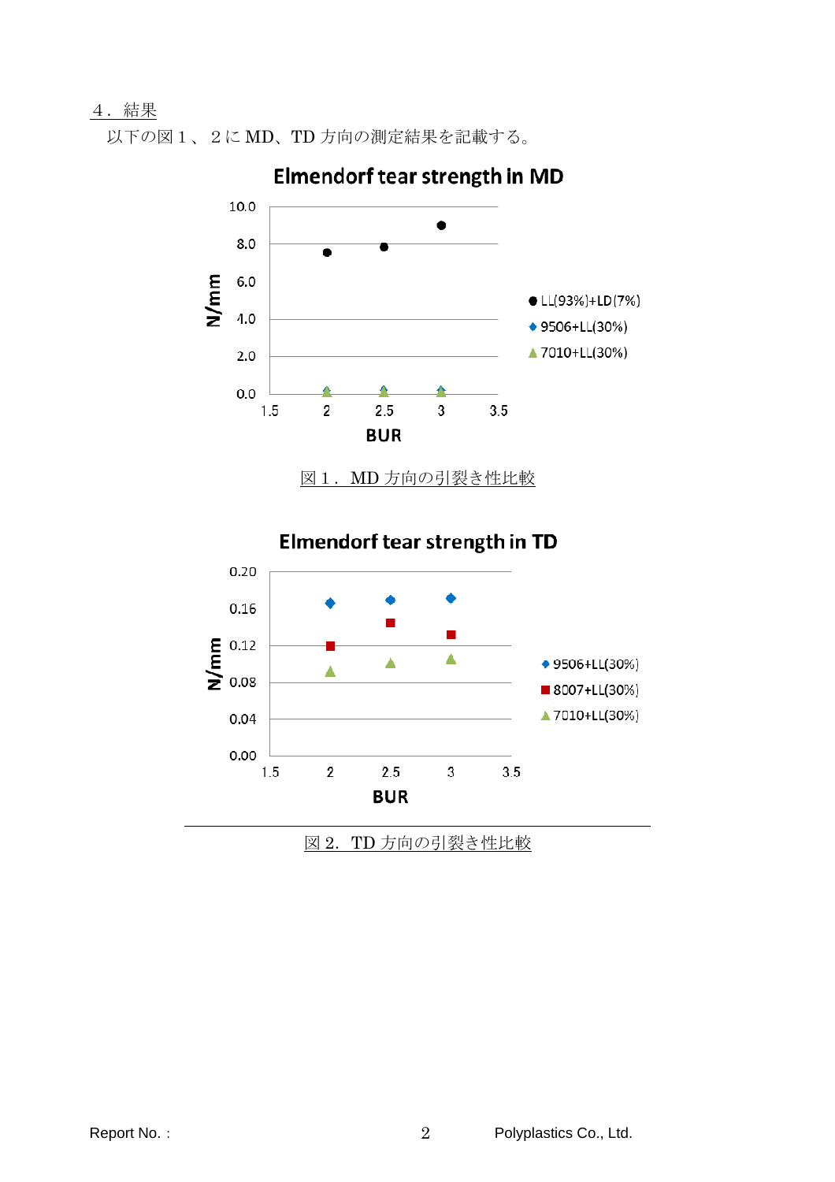## ４．結果

以下の図１、２に MD、TD 方向の測定結果を記載する。

図１． MD 方向の引裂き性比較

図２． TD 方向の引裂き性比較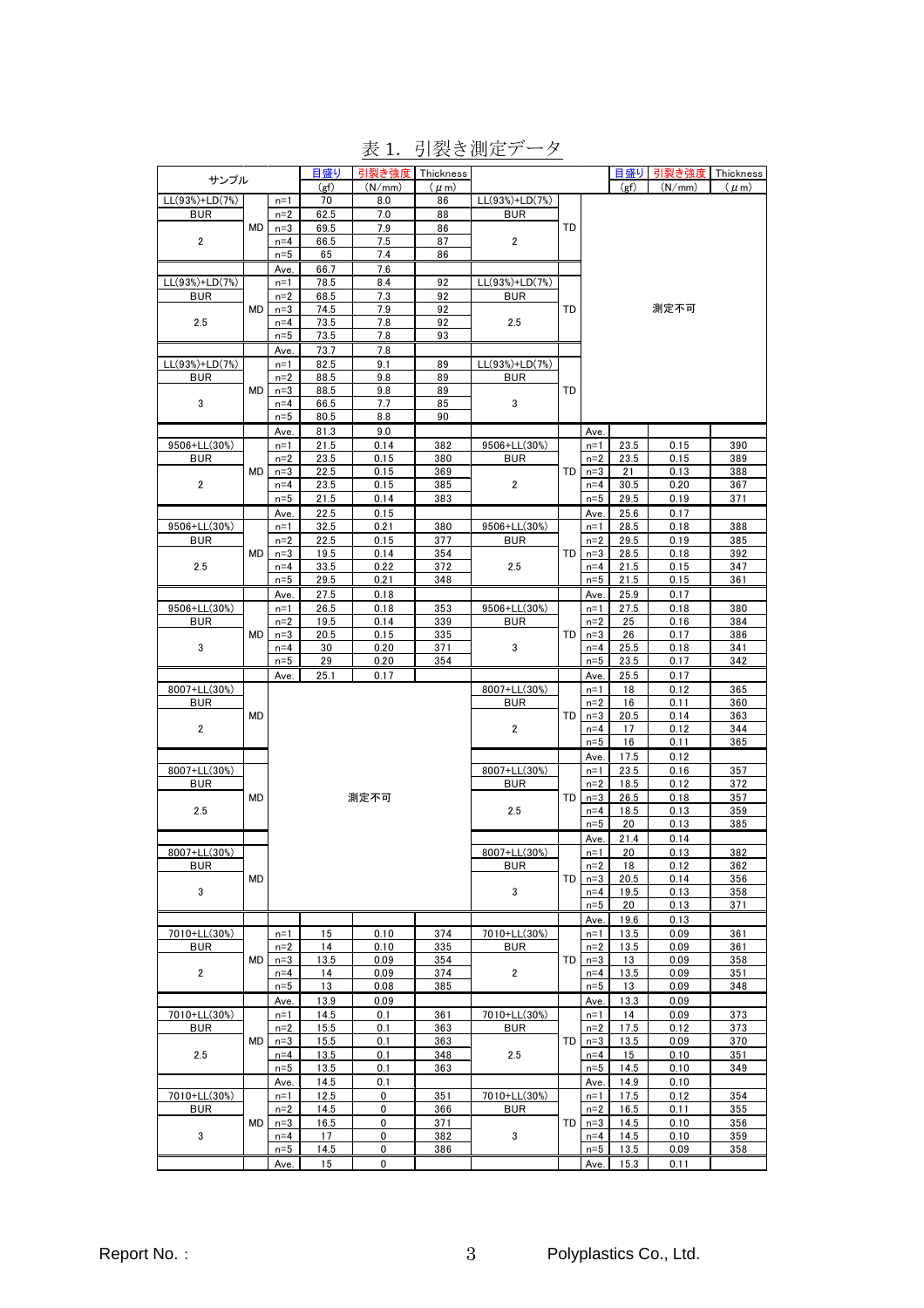# 表 1. 引裂き測定データ

| サンプル | | | 目盛り (gf) | 引裂き強度 (N/mm) | Thickness (μm) | | | | 目盛り (gf) | 引裂き強度 (N/mm) | Thickness (μm) |
|---|---|---|---|---|---|---|---|---|---|---|---|
| LL(93%)+LD(7%) | MD | n=1 | 70 | 8.0 | 86 | LL(93%)+LD(7%) | TD | | 測定不可 | | |
| BUR | | n=2 | 62.5 | 7.0 | 88 | BUR | | | | | |
| | | n=3 | 69.5 | 7.9 | 86 | | | | | | |
| 2 | | n=4 | 66.5 | 7.5 | 87 | 2 | | | | | |
| | | n=5 | 65 | 7.4 | 86 | | | | | | |
| | | Ave. | 66.7 | 7.6 | | | | | | | |
| LL(93%)+LD(7%) | MD | n=1 | 78.5 | 8.4 | 92 | LL(93%)+LD(7%) | TD | | | | |
| BUR | | n=2 | 68.5 | 7.3 | 92 | BUR | | | | | |
| | | n=3 | 74.5 | 7.9 | 92 | | | | | | |
| 2.5 | | n=4 | 73.5 | 7.8 | 92 | 2.5 | | | | | |
| | | n=5 | 73.5 | 7.8 | 93 | | | | | | |
| | | Ave. | 73.7 | 7.8 | | | | | | | |
| LL(93%)+LD(7%) | MD | n=1 | 82.5 | 9.1 | 89 | LL(93%)+LD(7%) | TD | | | | |
| BUR | | n=2 | 88.5 | 9.8 | 89 | BUR | | | | | |
| | | n=3 | 88.5 | 9.8 | 89 | | | | | | |
| 3 | | n=4 | 66.5 | 7.7 | 85 | 3 | | | | | |
| | | n=5 | 80.5 | 8.8 | 90 | | | | | | |
| | | Ave. | 81.3 | 9.0 | | | | Ave. | | | |
| 9506+LL(30%) | MD | n=1 | 21.5 | 0.14 | 382 | 9506+LL(30%) | TD | n=1 | 23.5 | 0.15 | 390 |
| BUR | | n=2 | 23.5 | 0.15 | 380 | BUR | | n=2 | 23.5 | 0.15 | 389 |
| | | n=3 | 22.5 | 0.15 | 369 | | | n=3 | 21 | 0.13 | 388 |
| 2 | | n=4 | 23.5 | 0.15 | 385 | 2 | | n=4 | 30.5 | 0.20 | 367 |
| | | n=5 | 21.5 | 0.14 | 383 | | | n=5 | 29.5 | 0.19 | 371 |
| | | Ave. | 22.5 | 0.15 | | | | Ave. | 25.6 | 0.17 | |
| 9506+LL(30%) | MD | n=1 | 32.5 | 0.21 | 380 | 9506+LL(30%) | TD | n=1 | 28.5 | 0.18 | 388 |
| BUR | | n=2 | 22.5 | 0.15 | 377 | BUR | | n=2 | 29.5 | 0.19 | 385 |
| | | n=3 | 19.5 | 0.14 | 354 | | | n=3 | 28.5 | 0.18 | 392 |
| 2.5 | | n=4 | 33.5 | 0.22 | 372 | 2.5 | | n=4 | 21.5 | 0.15 | 347 |
| | | n=5 | 29.5 | 0.21 | 348 | | | n=5 | 21.5 | 0.15 | 361 |
| | | Ave. | 27.5 | 0.18 | | | | Ave. | 25.9 | 0.17 | |
| 9506+LL(30%) | MD | n=1 | 26.5 | 0.18 | 353 | 9506+LL(30%) | TD | n=1 | 27.5 | 0.18 | 380 |
| BUR | | n=2 | 19.5 | 0.14 | 339 | BUR | | n=2 | 25 | 0.16 | 384 |
| | | n=3 | 20.5 | 0.15 | 335 | | | n=3 | 26 | 0.17 | 386 |
| 3 | | n=4 | 30 | 0.20 | 371 | 3 | | n=4 | 25.5 | 0.18 | 341 |
| | | n=5 | 29 | 0.20 | 354 | | | n=5 | 23.5 | 0.17 | 342 |
| | | Ave. | 25.1 | 0.17 | | | | Ave. | 25.5 | 0.17 | |
| 8007+LL(30%) | MD | | 測定不可 | | | 8007+LL(30%) | TD | n=1 | 18 | 0.12 | 365 |
| BUR | | | | | | BUR | | n=2 | 16 | 0.11 | 360 |
| | | | | | | | | n=3 | 20.5 | 0.14 | 363 |
| 2 | | | | | | 2 | | n=4 | 17 | 0.12 | 344 |
| | | | | | | | | n=5 | 16 | 0.11 | 365 |
| | | | | | | | | Ave. | 17.5 | 0.12 | |
| 8007+LL(30%) | MD | | | | | 8007+LL(30%) | TD | n=1 | 23.5 | 0.16 | 357 |
| BUR | | | | | | BUR | | n=2 | 18.5 | 0.12 | 372 |
| | | | | | | | | n=3 | 26.5 | 0.18 | 357 |
| 2.5 | | | | | | 2.5 | | n=4 | 18.5 | 0.13 | 359 |
| | | | | | | | | n=5 | 20 | 0.13 | 385 |
| | | | | | | | | Ave. | 21.4 | 0.14 | |
| 8007+LL(30%) | MD | | | | | 8007+LL(30%) | TD | n=1 | 20 | 0.13 | 382 |
| BUR | | | | | | BUR | | n=2 | 18 | 0.12 | 362 |
| | | | | | | | | n=3 | 20.5 | 0.14 | 356 |
| 3 | | | | | | 3 | | n=4 | 19.5 | 0.13 | 358 |
| | | | | | | | | n=5 | 20 | 0.13 | 371 |
| | | | | | | | | Ave. | 19.6 | 0.13 | |
| 7010+LL(30%) | MD | n=1 | 15 | 0.10 | 374 | 7010+LL(30%) | TD | n=1 | 13.5 | 0.09 | 361 |
| BUR | | n=2 | 14 | 0.10 | 335 | BUR | | n=2 | 13.5 | 0.09 | 361 |
| | | n=3 | 13.5 | 0.09 | 354 | | | n=3 | 13 | 0.09 | 358 |
| 2 | | n=4 | 14 | 0.09 | 374 | 2 | | n=4 | 13.5 | 0.09 | 351 |
| | | n=5 | 13 | 0.08 | 385 | | | n=5 | 13 | 0.09 | 348 |
| | | Ave. | 13.9 | 0.09 | | | | Ave. | 13.3 | 0.09 | |
| 7010+LL(30%) | MD | n=1 | 14.5 | 0.1 | 361 | 7010+LL(30%) | TD | n=1 | 14 | 0.09 | 373 |
| BUR | | n=2 | 15.5 | 0.1 | 363 | BUR | | n=2 | 17.5 | 0.12 | 373 |
| | | n=3 | 15.5 | 0.1 | 363 | | | n=3 | 13.5 | 0.09 | 370 |
| 2.5 | | n=4 | 13.5 | 0.1 | 348 | 2.5 | | n=4 | 15 | 0.10 | 351 |
| | | n=5 | 13.5 | 0.1 | 363 | | | n=5 | 14.5 | 0.10 | 349 |
| | | Ave. | 14.5 | 0.1 | | | | Ave. | 14.9 | 0.10 | |
| 7010+LL(30%) | MD | n=1 | 12.5 | 0 | 351 | 7010+LL(30%) | TD | n=1 | 17.5 | 0.12 | 354 |
| BUR | | n=2 | 14.5 | 0 | 366 | BUR | | n=2 | 16.5 | 0.11 | 355 |
| | | n=3 | 16.5 | 0 | 371 | | | n=3 | 14.5 | 0.10 | 356 |
| 3 | | n=4 | 17 | 0 | 382 | 3 | | n=4 | 14.5 | 0.10 | 359 |
| | | n=5 | 14.5 | 0 | 386 | | | n=5 | 13.5 | 0.09 | 358 |
| | | Ave. | 15 | 0 | | | | Ave. | 15.3 | 0.11 | |

Report No. :

Polyplastics Co., Ltd.